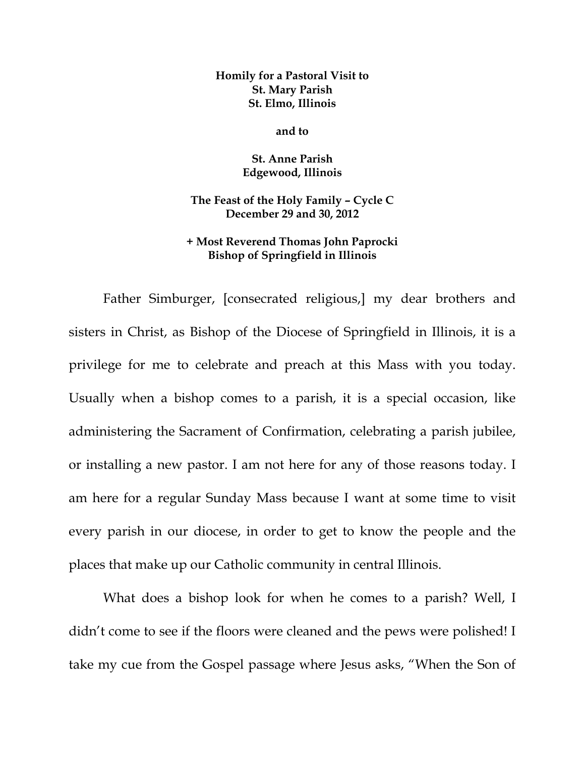**Homily for a Pastoral Visit to**
**St. Mary Parish**
**St. Elmo, Illinois**

**and to**

**St. Anne Parish**
**Edgewood, Illinois**

**The Feast of the Holy Family – Cycle C**
**December 29 and 30, 2012**

**+ Most Reverend Thomas John Paprocki**
**Bishop of Springfield in Illinois**

Father Simburger, [consecrated religious,] my dear brothers and sisters in Christ, as Bishop of the Diocese of Springfield in Illinois, it is a privilege for me to celebrate and preach at this Mass with you today. Usually when a bishop comes to a parish, it is a special occasion, like administering the Sacrament of Confirmation, celebrating a parish jubilee, or installing a new pastor. I am not here for any of those reasons today. I am here for a regular Sunday Mass because I want at some time to visit every parish in our diocese, in order to get to know the people and the places that make up our Catholic community in central Illinois.

What does a bishop look for when he comes to a parish? Well, I didn't come to see if the floors were cleaned and the pews were polished! I take my cue from the Gospel passage where Jesus asks, "When the Son of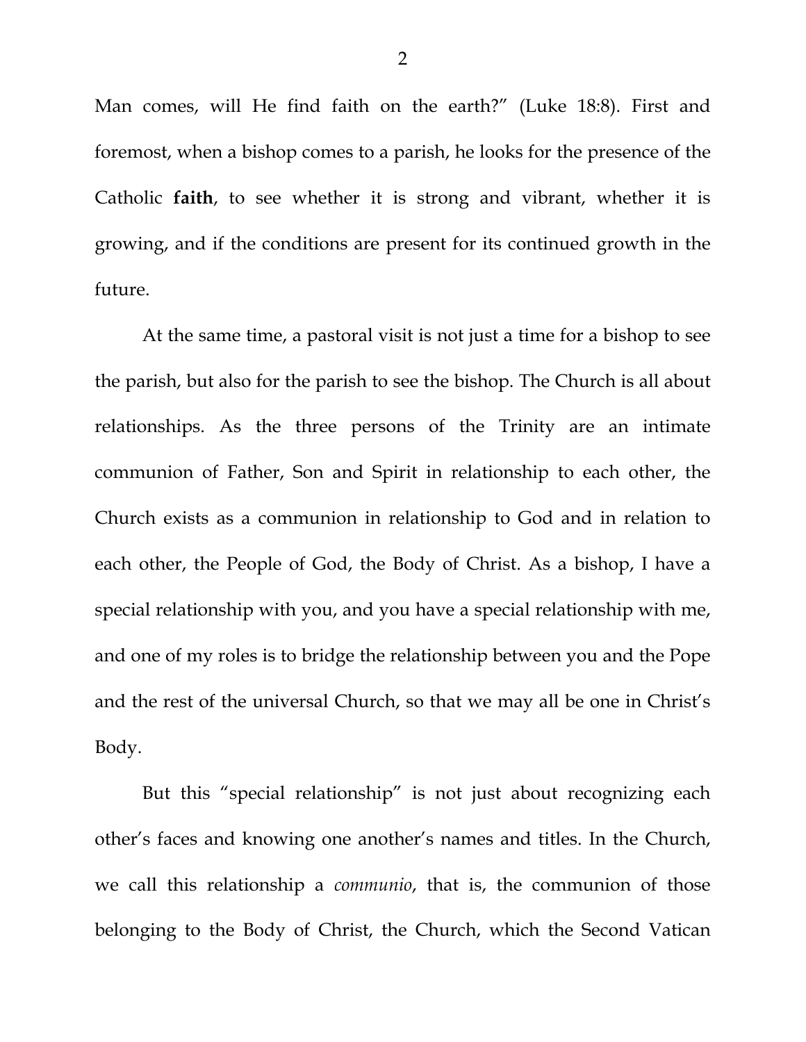Man comes, will He find faith on the earth?" (Luke 18:8). First and foremost, when a bishop comes to a parish, he looks for the presence of the Catholic **faith**, to see whether it is strong and vibrant, whether it is growing, and if the conditions are present for its continued growth in the future.

At the same time, a pastoral visit is not just a time for a bishop to see the parish, but also for the parish to see the bishop. The Church is all about relationships. As the three persons of the Trinity are an intimate communion of Father, Son and Spirit in relationship to each other, the Church exists as a communion in relationship to God and in relation to each other, the People of God, the Body of Christ. As a bishop, I have a special relationship with you, and you have a special relationship with me, and one of my roles is to bridge the relationship between you and the Pope and the rest of the universal Church, so that we may all be one in Christ's Body.

But this "special relationship" is not just about recognizing each other's faces and knowing one another's names and titles. In the Church, we call this relationship a *communio*, that is, the communion of those belonging to the Body of Christ, the Church, which the Second Vatican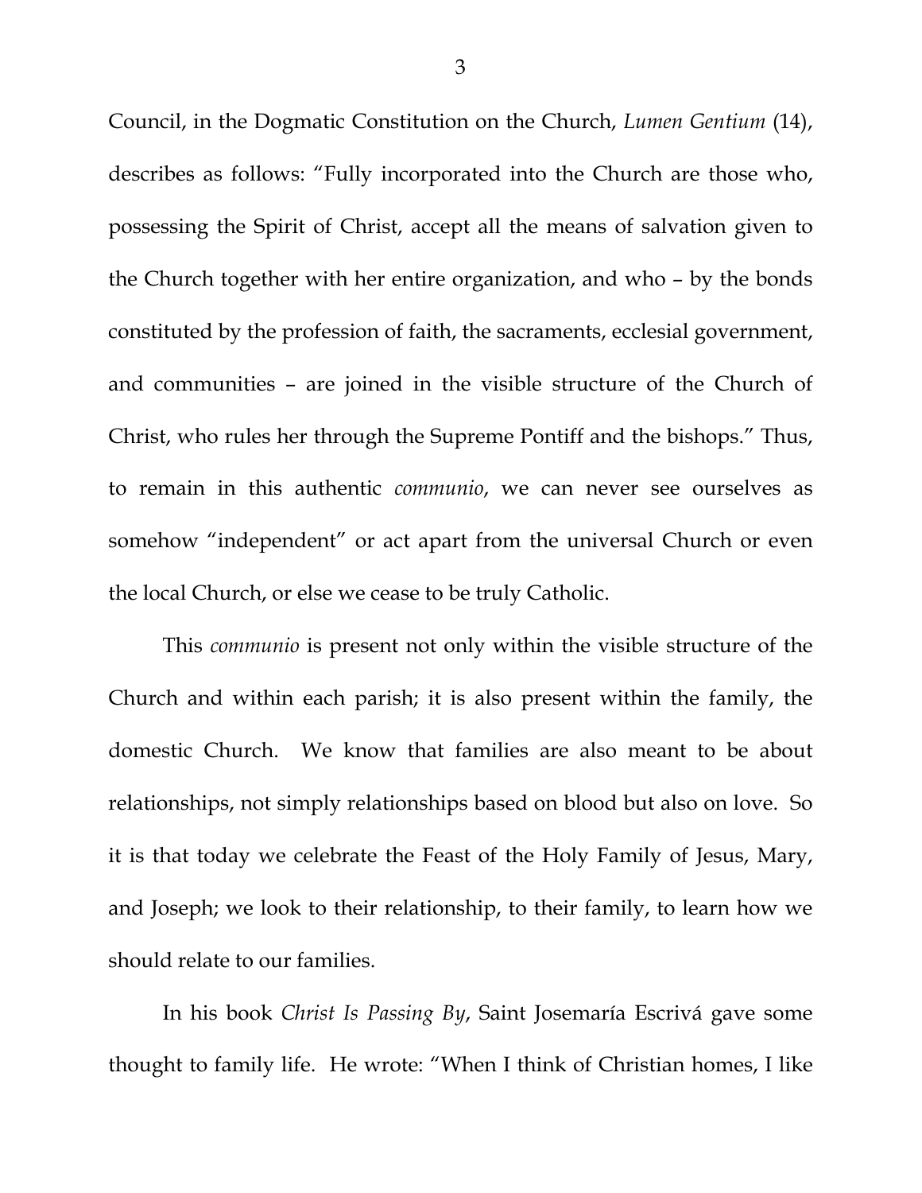Council, in the Dogmatic Constitution on the Church, *Lumen Gentium* (14), describes as follows: "Fully incorporated into the Church are those who, possessing the Spirit of Christ, accept all the means of salvation given to the Church together with her entire organization, and who – by the bonds constituted by the profession of faith, the sacraments, ecclesial government, and communities – are joined in the visible structure of the Church of Christ, who rules her through the Supreme Pontiff and the bishops." Thus, to remain in this authentic *communio*, we can never see ourselves as somehow "independent" or act apart from the universal Church or even the local Church, or else we cease to be truly Catholic.

This *communio* is present not only within the visible structure of the Church and within each parish; it is also present within the family, the domestic Church. We know that families are also meant to be about relationships, not simply relationships based on blood but also on love. So it is that today we celebrate the Feast of the Holy Family of Jesus, Mary, and Joseph; we look to their relationship, to their family, to learn how we should relate to our families.

In his book *Christ Is Passing By*, Saint Josemaría Escrivá gave some thought to family life. He wrote: "When I think of Christian homes, I like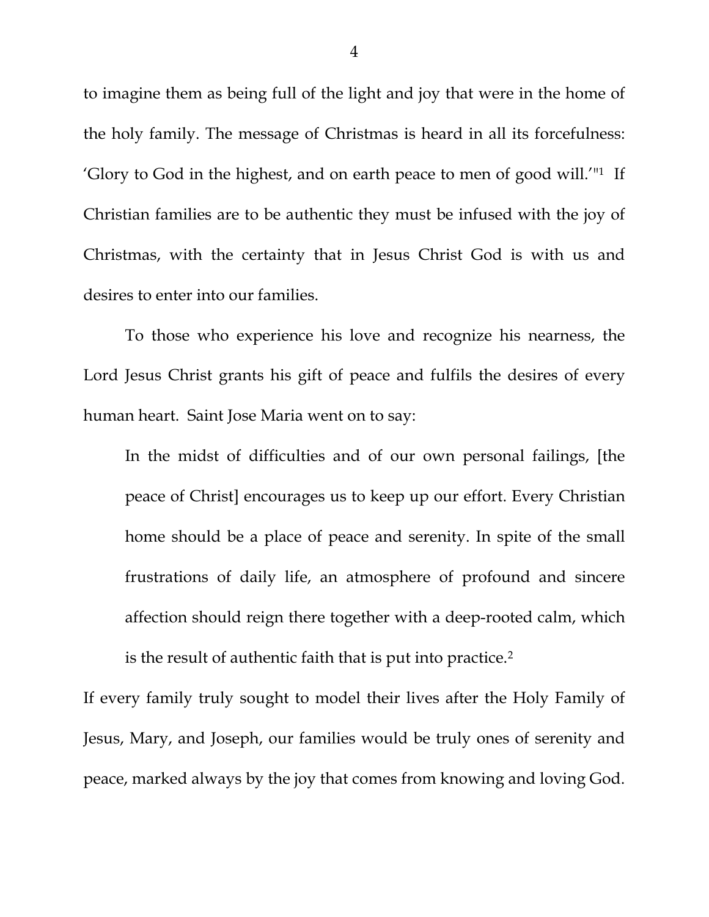to imagine them as being full of the light and joy that were in the home of the holy family. The message of Christmas is heard in all its forcefulness: 'Glory to God in the highest, and on earth peace to men of good will.'"[1] If Christian families are to be authentic they must be infused with the joy of Christmas, with the certainty that in Jesus Christ God is with us and desires to enter into our families.

To those who experience his love and recognize his nearness, the Lord Jesus Christ grants his gift of peace and fulfils the desires of every human heart. Saint Jose Maria went on to say:

> In the midst of difficulties and of our own personal failings, [the peace of Christ] encourages us to keep up our effort. Every Christian home should be a place of peace and serenity. In spite of the small frustrations of daily life, an atmosphere of profound and sincere affection should reign there together with a deep-rooted calm, which is the result of authentic faith that is put into practice.[2]

If every family truly sought to model their lives after the Holy Family of Jesus, Mary, and Joseph, our families would be truly ones of serenity and peace, marked always by the joy that comes from knowing and loving God.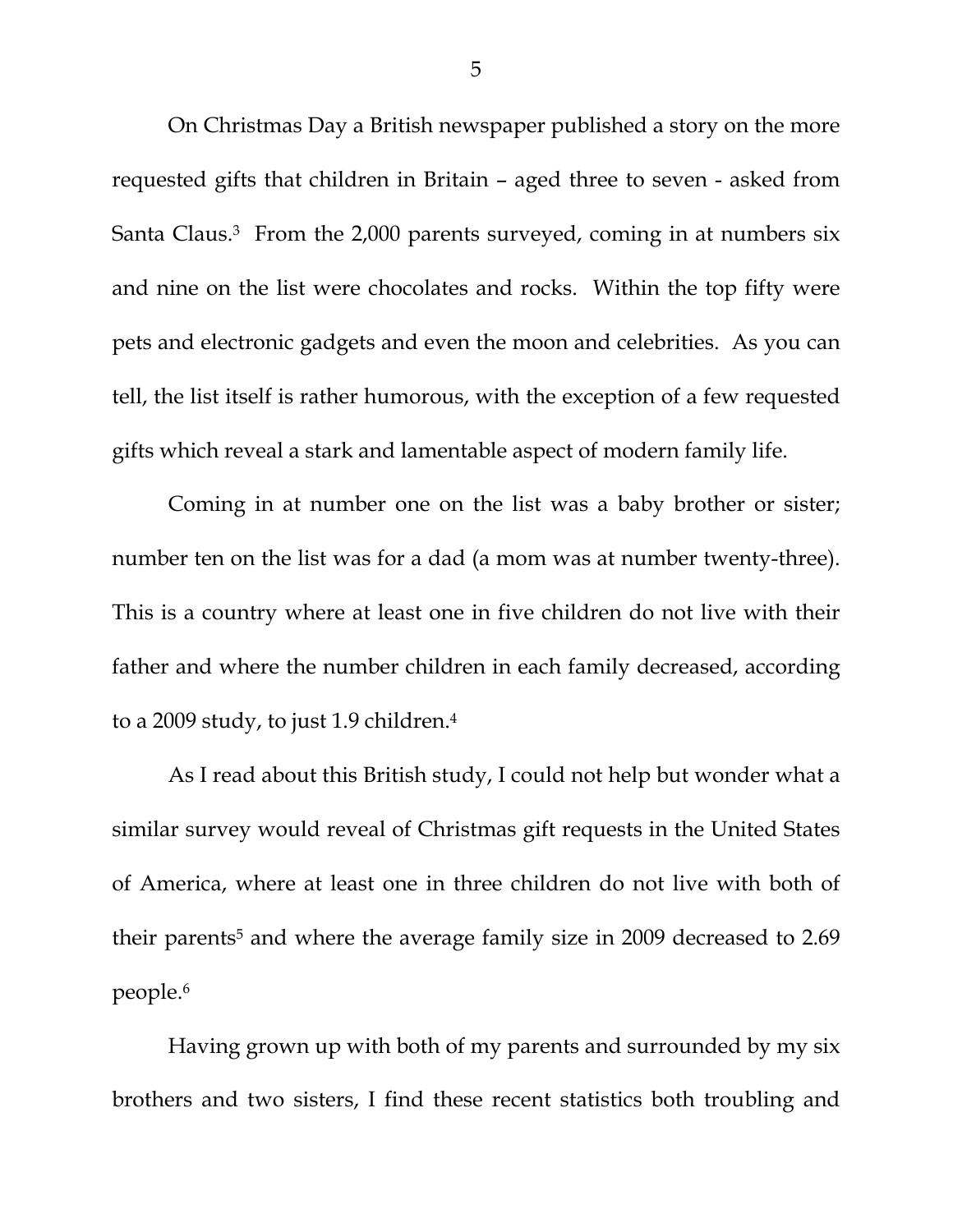On Christmas Day a British newspaper published a story on the more requested gifts that children in Britain – aged three to seven - asked from Santa Claus.[3] From the 2,000 parents surveyed, coming in at numbers six and nine on the list were chocolates and rocks. Within the top fifty were pets and electronic gadgets and even the moon and celebrities. As you can tell, the list itself is rather humorous, with the exception of a few requested gifts which reveal a stark and lamentable aspect of modern family life.

Coming in at number one on the list was a baby brother or sister; number ten on the list was for a dad (a mom was at number twenty-three). This is a country where at least one in five children do not live with their father and where the number children in each family decreased, according to a 2009 study, to just 1.9 children.[4]

As I read about this British study, I could not help but wonder what a similar survey would reveal of Christmas gift requests in the United States of America, where at least one in three children do not live with both of their parents[5] and where the average family size in 2009 decreased to 2.69 people.[6]

Having grown up with both of my parents and surrounded by my six brothers and two sisters, I find these recent statistics both troubling and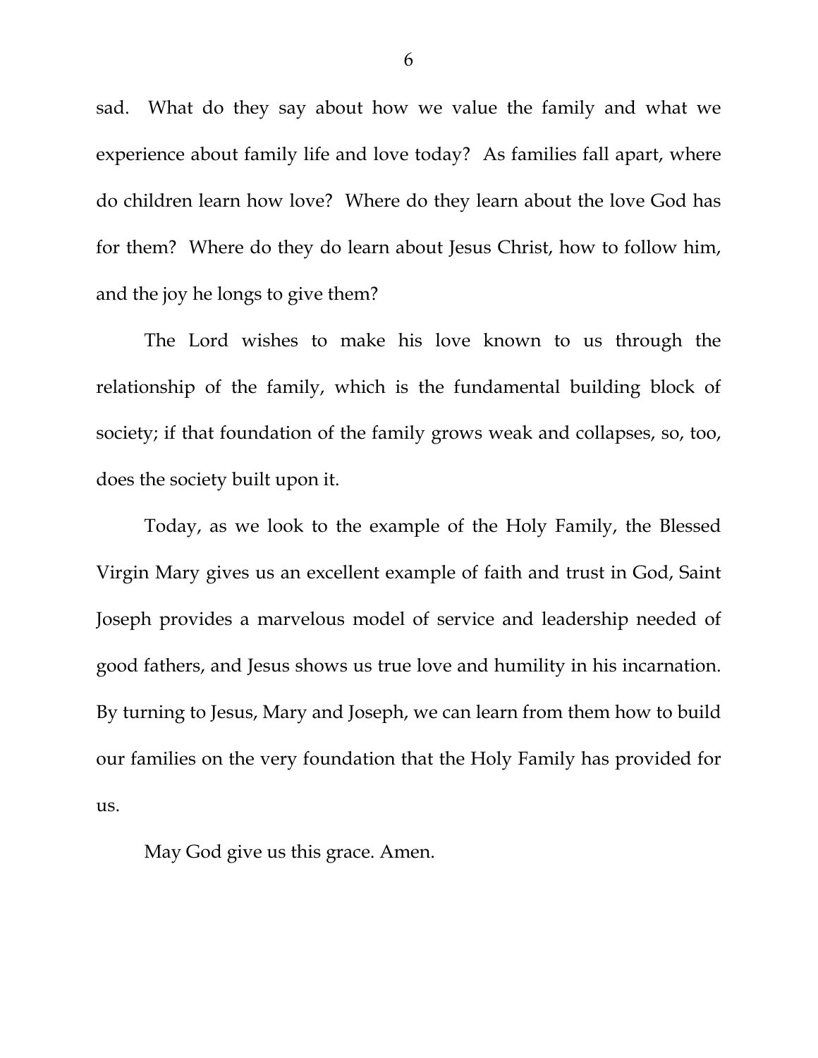sad. What do they say about how we value the family and what we experience about family life and love today? As families fall apart, where do children learn how love? Where do they learn about the love God has for them? Where do they do learn about Jesus Christ, how to follow him, and the joy he longs to give them?

The Lord wishes to make his love known to us through the relationship of the family, which is the fundamental building block of society; if that foundation of the family grows weak and collapses, so, too, does the society built upon it.

Today, as we look to the example of the Holy Family, the Blessed Virgin Mary gives us an excellent example of faith and trust in God, Saint Joseph provides a marvelous model of service and leadership needed of good fathers, and Jesus shows us true love and humility in his incarnation. By turning to Jesus, Mary and Joseph, we can learn from them how to build our families on the very foundation that the Holy Family has provided for us.

May God give us this grace. Amen.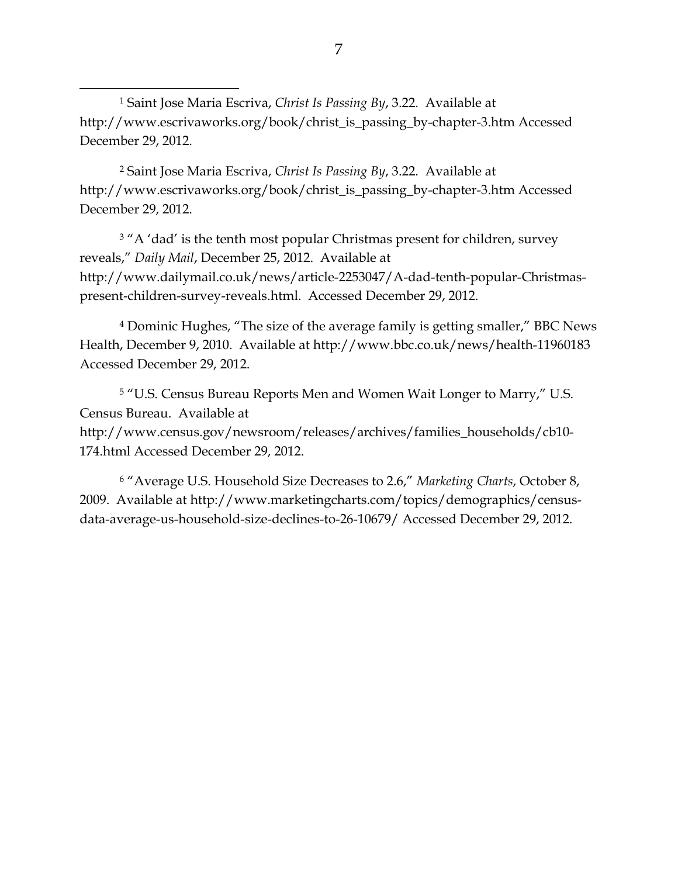[1] Saint Jose Maria Escriva, *Christ Is Passing By*, 3.22. Available at http://www.escrivaworks.org/book/christ_is_passing_by-chapter-3.htm Accessed December 29, 2012.

[2] Saint Jose Maria Escriva, *Christ Is Passing By*, 3.22. Available at http://www.escrivaworks.org/book/christ_is_passing_by-chapter-3.htm Accessed December 29, 2012.

[3] "A 'dad' is the tenth most popular Christmas present for children, survey reveals," *Daily Mail*, December 25, 2012. Available at http://www.dailymail.co.uk/news/article-2253047/A-dad-tenth-popular-Christmas-present-children-survey-reveals.html. Accessed December 29, 2012.

[4] Dominic Hughes, "The size of the average family is getting smaller," BBC News Health, December 9, 2010. Available at http://www.bbc.co.uk/news/health-11960183 Accessed December 29, 2012.

[5] "U.S. Census Bureau Reports Men and Women Wait Longer to Marry," U.S. Census Bureau. Available at http://www.census.gov/newsroom/releases/archives/families_households/cb10-174.html Accessed December 29, 2012.

[6] "Average U.S. Household Size Decreases to 2.6," *Marketing Charts*, October 8, 2009. Available at http://www.marketingcharts.com/topics/demographics/census-data-average-us-household-size-declines-to-26-10679/ Accessed December 29, 2012.